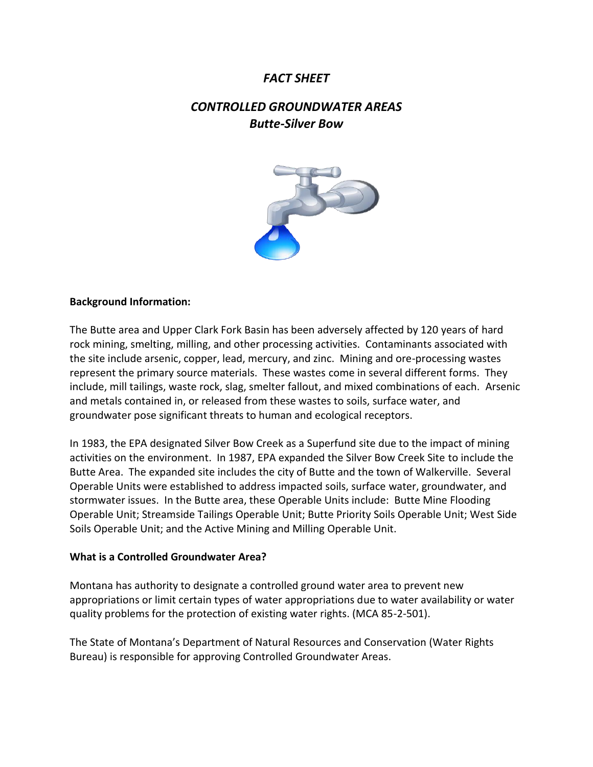# *FACT SHEET*

## *CONTROLLED GROUNDWATER AREAS*
### *Butte-Silver Bow*

**Background Information:**

The Butte area and Upper Clark Fork Basin has been adversely affected by 120 years of hard rock mining, smelting, milling, and other processing activities. Contaminants associated with the site include arsenic, copper, lead, mercury, and zinc. Mining and ore-processing wastes represent the primary source materials. These wastes come in several different forms. They include, mill tailings, waste rock, slag, smelter fallout, and mixed combinations of each. Arsenic and metals contained in, or released from these wastes to soils, surface water, and groundwater pose significant threats to human and ecological receptors.

In 1983, the EPA designated Silver Bow Creek as a Superfund site due to the impact of mining activities on the environment. In 1987, EPA expanded the Silver Bow Creek Site to include the Butte Area. The expanded site includes the city of Butte and the town of Walkerville. Several Operable Units were established to address impacted soils, surface water, groundwater, and stormwater issues. In the Butte area, these Operable Units include: Butte Mine Flooding Operable Unit; Streamside Tailings Operable Unit; Butte Priority Soils Operable Unit; West Side Soils Operable Unit; and the Active Mining and Milling Operable Unit.

**What is a Controlled Groundwater Area?**

Montana has authority to designate a controlled ground water area to prevent new appropriations or limit certain types of water appropriations due to water availability or water quality problems for the protection of existing water rights. (MCA 85-2-501).

The State of Montana's Department of Natural Resources and Conservation (Water Rights Bureau) is responsible for approving Controlled Groundwater Areas.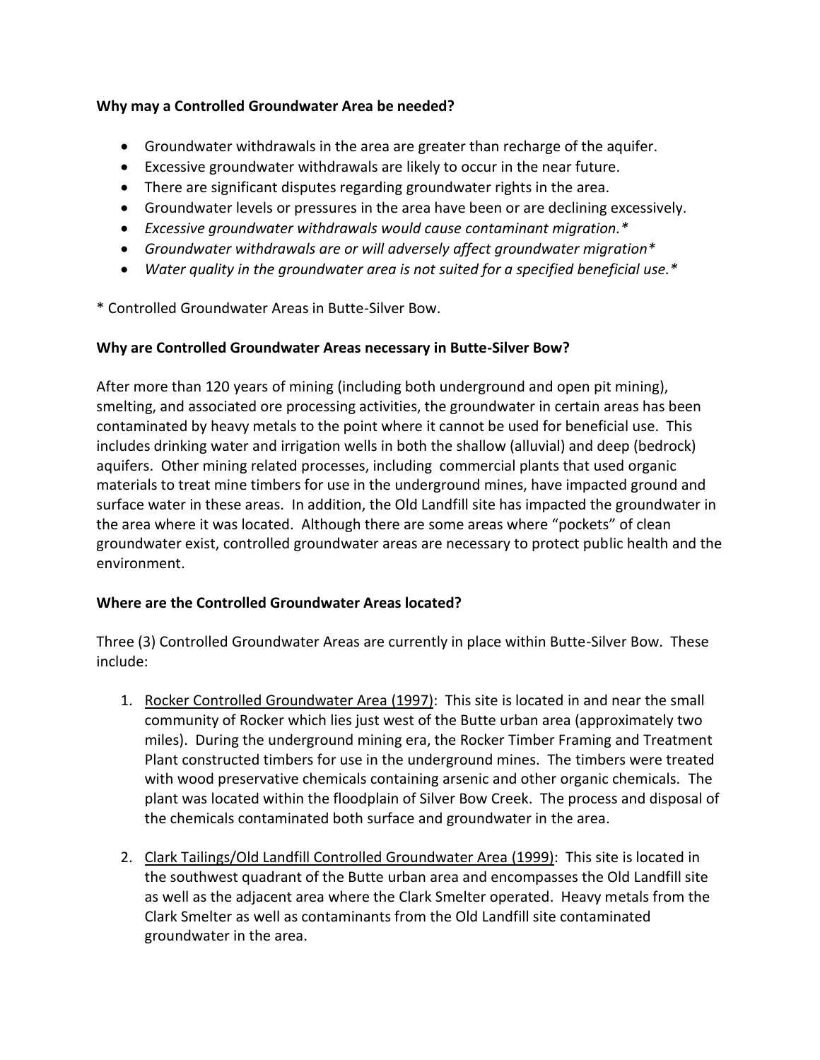**Why may a Controlled Groundwater Area be needed?**

- Groundwater withdrawals in the area are greater than recharge of the aquifer.
- Excessive groundwater withdrawals are likely to occur in the near future.
- There are significant disputes regarding groundwater rights in the area.
- Groundwater levels or pressures in the area have been or are declining excessively.
- *Excessive groundwater withdrawals would cause contaminant migration.**
- *Groundwater withdrawals are or will adversely affect groundwater migration**
- *Water quality in the groundwater area is not suited for a specified beneficial use.**

\* Controlled Groundwater Areas in Butte-Silver Bow.

**Why are Controlled Groundwater Areas necessary in Butte-Silver Bow?**

After more than 120 years of mining (including both underground and open pit mining), smelting, and associated ore processing activities, the groundwater in certain areas has been contaminated by heavy metals to the point where it cannot be used for beneficial use. This includes drinking water and irrigation wells in both the shallow (alluvial) and deep (bedrock) aquifers. Other mining related processes, including commercial plants that used organic materials to treat mine timbers for use in the underground mines, have impacted ground and surface water in these areas. In addition, the Old Landfill site has impacted the groundwater in the area where it was located. Although there are some areas where "pockets" of clean groundwater exist, controlled groundwater areas are necessary to protect public health and the environment.

**Where are the Controlled Groundwater Areas located?**

Three (3) Controlled Groundwater Areas are currently in place within Butte-Silver Bow. These include:

1. Rocker Controlled Groundwater Area (1997): This site is located in and near the small community of Rocker which lies just west of the Butte urban area (approximately two miles). During the underground mining era, the Rocker Timber Framing and Treatment Plant constructed timbers for use in the underground mines. The timbers were treated with wood preservative chemicals containing arsenic and other organic chemicals. The plant was located within the floodplain of Silver Bow Creek. The process and disposal of the chemicals contaminated both surface and groundwater in the area.

2. Clark Tailings/Old Landfill Controlled Groundwater Area (1999): This site is located in the southwest quadrant of the Butte urban area and encompasses the Old Landfill site as well as the adjacent area where the Clark Smelter operated. Heavy metals from the Clark Smelter as well as contaminants from the Old Landfill site contaminated groundwater in the area.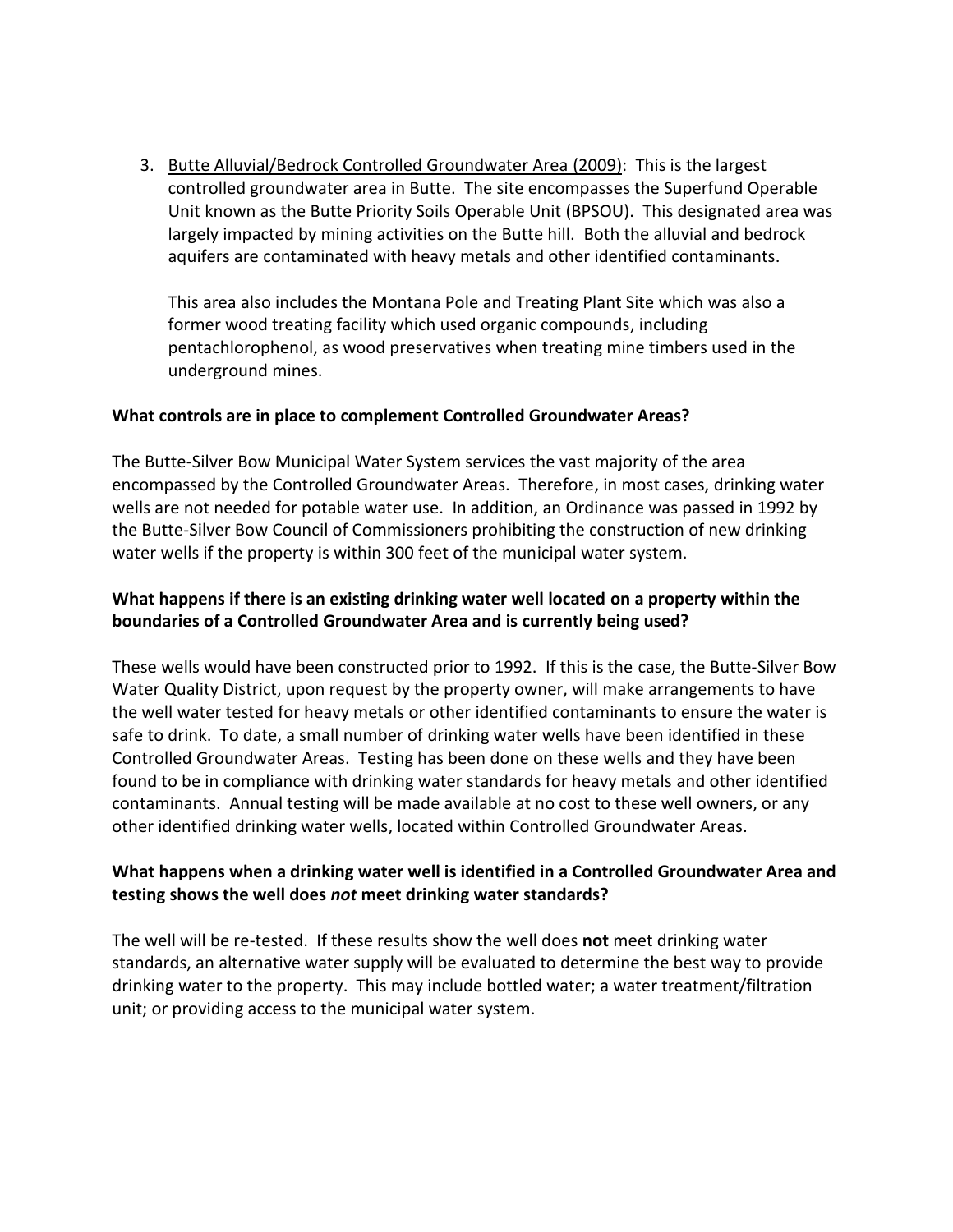3. <u>Butte Alluvial/Bedrock Controlled Groundwater Area (2009)</u>: This is the largest controlled groundwater area in Butte. The site encompasses the Superfund Operable Unit known as the Butte Priority Soils Operable Unit (BPSOU). This designated area was largely impacted by mining activities on the Butte hill. Both the alluvial and bedrock aquifers are contaminated with heavy metals and other identified contaminants.

   This area also includes the Montana Pole and Treating Plant Site which was also a former wood treating facility which used organic compounds, including pentachlorophenol, as wood preservatives when treating mine timbers used in the underground mines.

**What controls are in place to complement Controlled Groundwater Areas?**

The Butte-Silver Bow Municipal Water System services the vast majority of the area encompassed by the Controlled Groundwater Areas. Therefore, in most cases, drinking water wells are not needed for potable water use. In addition, an Ordinance was passed in 1992 by the Butte-Silver Bow Council of Commissioners prohibiting the construction of new drinking water wells if the property is within 300 feet of the municipal water system.

**What happens if there is an existing drinking water well located on a property within the boundaries of a Controlled Groundwater Area and is currently being used?**

These wells would have been constructed prior to 1992. If this is the case, the Butte-Silver Bow Water Quality District, upon request by the property owner, will make arrangements to have the well water tested for heavy metals or other identified contaminants to ensure the water is safe to drink. To date, a small number of drinking water wells have been identified in these Controlled Groundwater Areas. Testing has been done on these wells and they have been found to be in compliance with drinking water standards for heavy metals and other identified contaminants. Annual testing will be made available at no cost to these well owners, or any other identified drinking water wells, located within Controlled Groundwater Areas.

**What happens when a drinking water well is identified in a Controlled Groundwater Area and testing shows the well does *not* meet drinking water standards?**

The well will be re-tested. If these results show the well does **not** meet drinking water standards, an alternative water supply will be evaluated to determine the best way to provide drinking water to the property. This may include bottled water; a water treatment/filtration unit; or providing access to the municipal water system.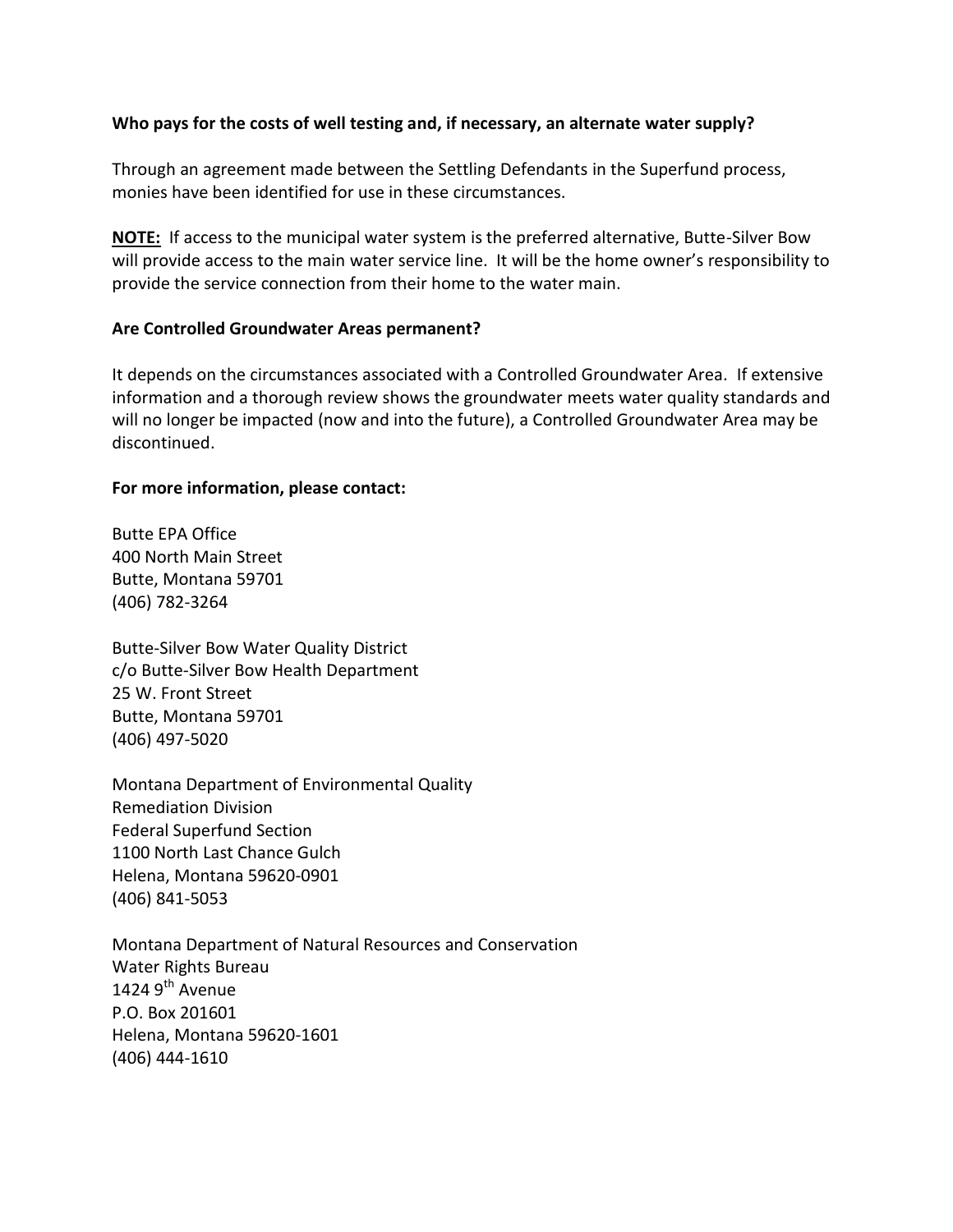**Who pays for the costs of well testing and, if necessary, an alternate water supply?**

Through an agreement made between the Settling Defendants in the Superfund process, monies have been identified for use in these circumstances.

**<u>NOTE:</u>** If access to the municipal water system is the preferred alternative, Butte-Silver Bow will provide access to the main water service line. It will be the home owner's responsibility to provide the service connection from their home to the water main.

**Are Controlled Groundwater Areas permanent?**

It depends on the circumstances associated with a Controlled Groundwater Area. If extensive information and a thorough review shows the groundwater meets water quality standards and will no longer be impacted (now and into the future), a Controlled Groundwater Area may be discontinued.

**For more information, please contact:**

Butte EPA Office
400 North Main Street
Butte, Montana 59701
(406) 782-3264

Butte-Silver Bow Water Quality District
c/o Butte-Silver Bow Health Department
25 W. Front Street
Butte, Montana 59701
(406) 497-5020

Montana Department of Environmental Quality
Remediation Division
Federal Superfund Section
1100 North Last Chance Gulch
Helena, Montana 59620-0901
(406) 841-5053

Montana Department of Natural Resources and Conservation
Water Rights Bureau
1424 9th Avenue
P.O. Box 201601
Helena, Montana 59620-1601
(406) 444-1610